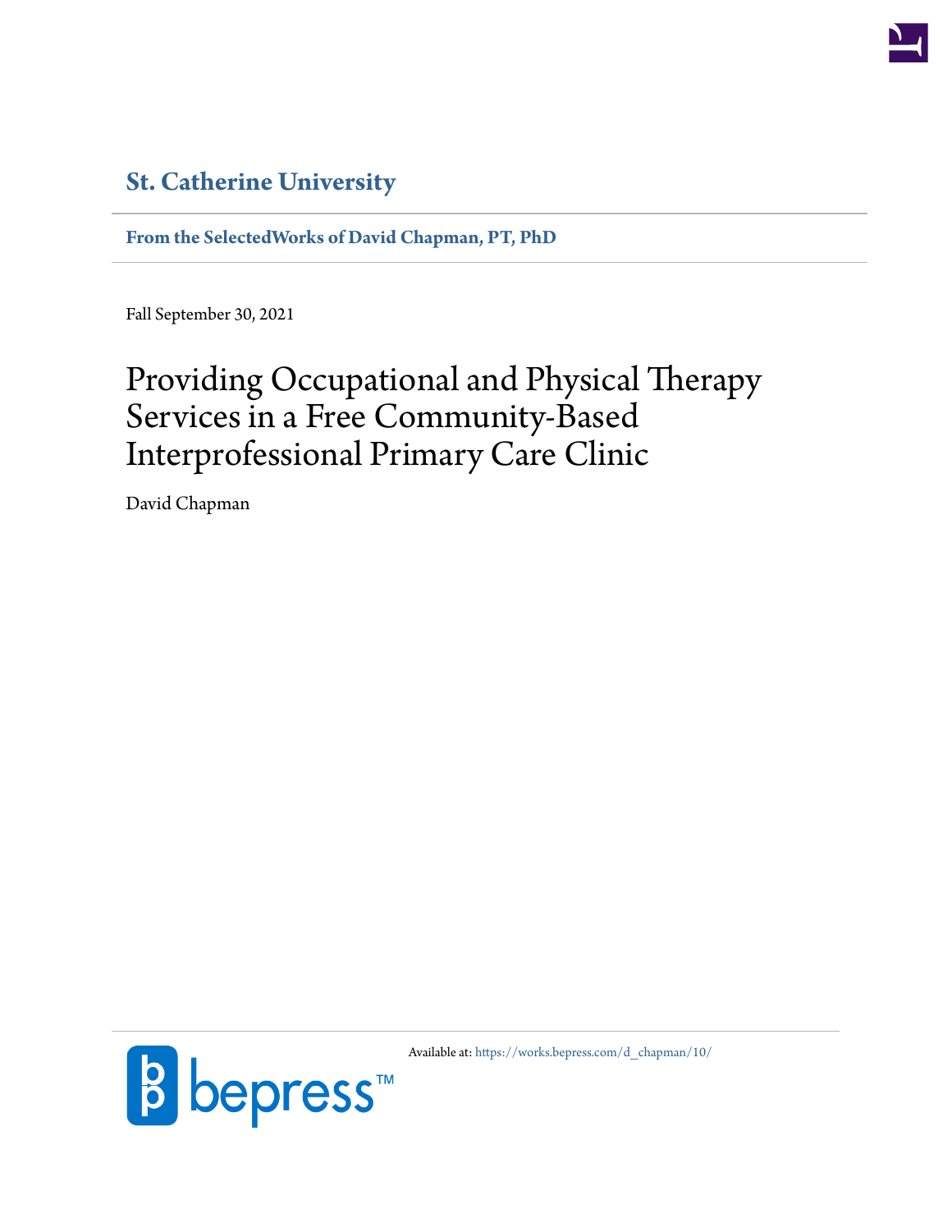**St. Catherine University**

**From the SelectedWorks of David Chapman, PT, PhD**

Fall September 30, 2021

# Providing Occupational and Physical Therapy Services in a Free Community-Based Interprofessional Primary Care Clinic

David Chapman

Available at: https://works.bepress.com/d_chapman/10/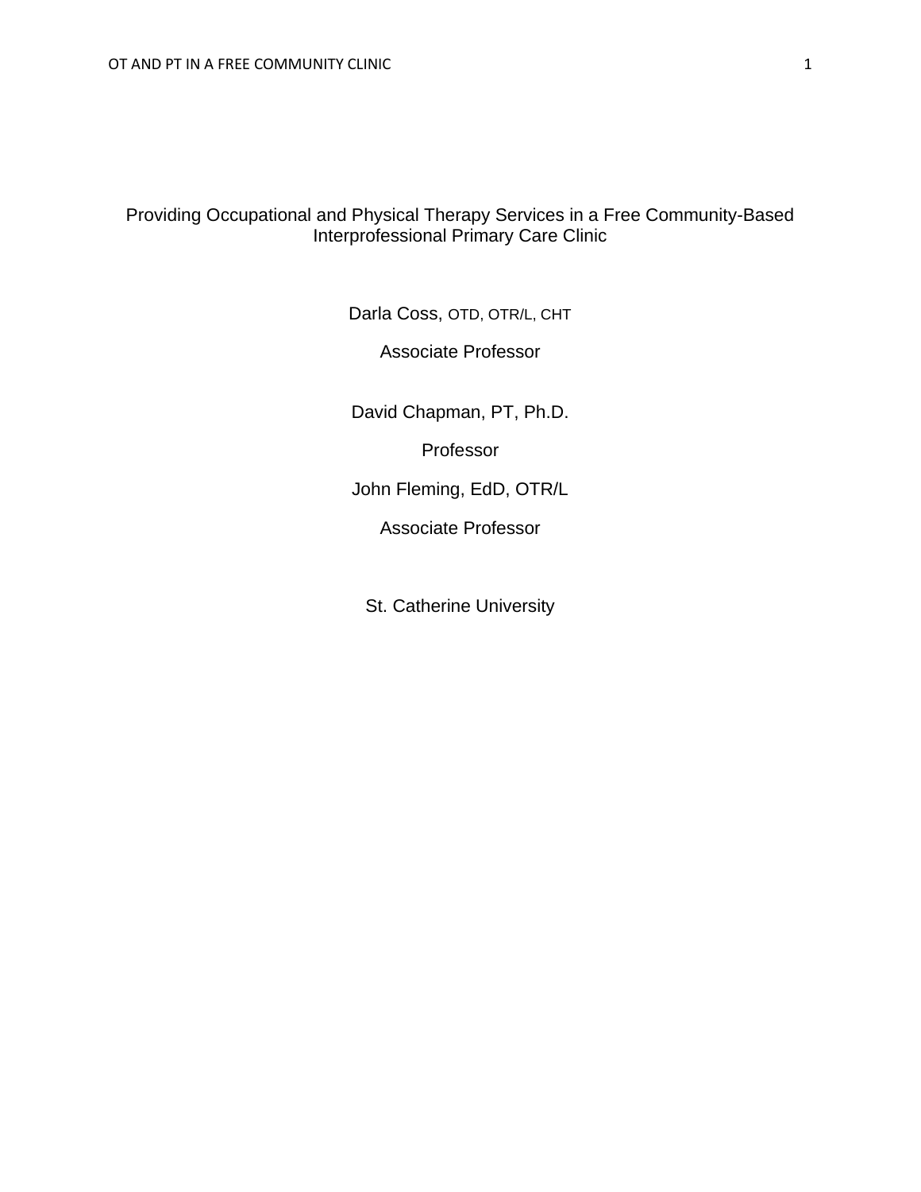# Providing Occupational and Physical Therapy Services in a Free Community-Based Interprofessional Primary Care Clinic

Darla Coss, OTD, OTR/L, CHT

Associate Professor

David Chapman, PT, Ph.D.

Professor

John Fleming, EdD, OTR/L

Associate Professor

St. Catherine University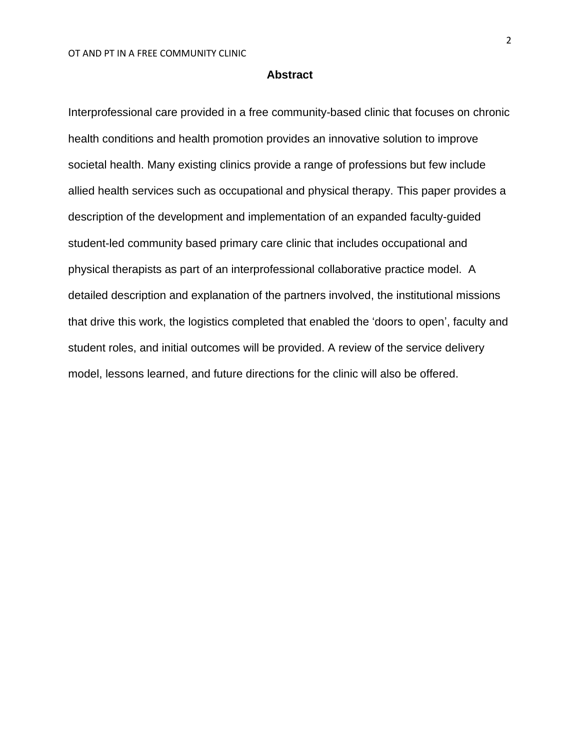## Abstract

Interprofessional care provided in a free community-based clinic that focuses on chronic health conditions and health promotion provides an innovative solution to improve societal health. Many existing clinics provide a range of professions but few include allied health services such as occupational and physical therapy. This paper provides a description of the development and implementation of an expanded faculty-guided student-led community based primary care clinic that includes occupational and physical therapists as part of an interprofessional collaborative practice model. A detailed description and explanation of the partners involved, the institutional missions that drive this work, the logistics completed that enabled the 'doors to open', faculty and student roles, and initial outcomes will be provided. A review of the service delivery model, lessons learned, and future directions for the clinic will also be offered.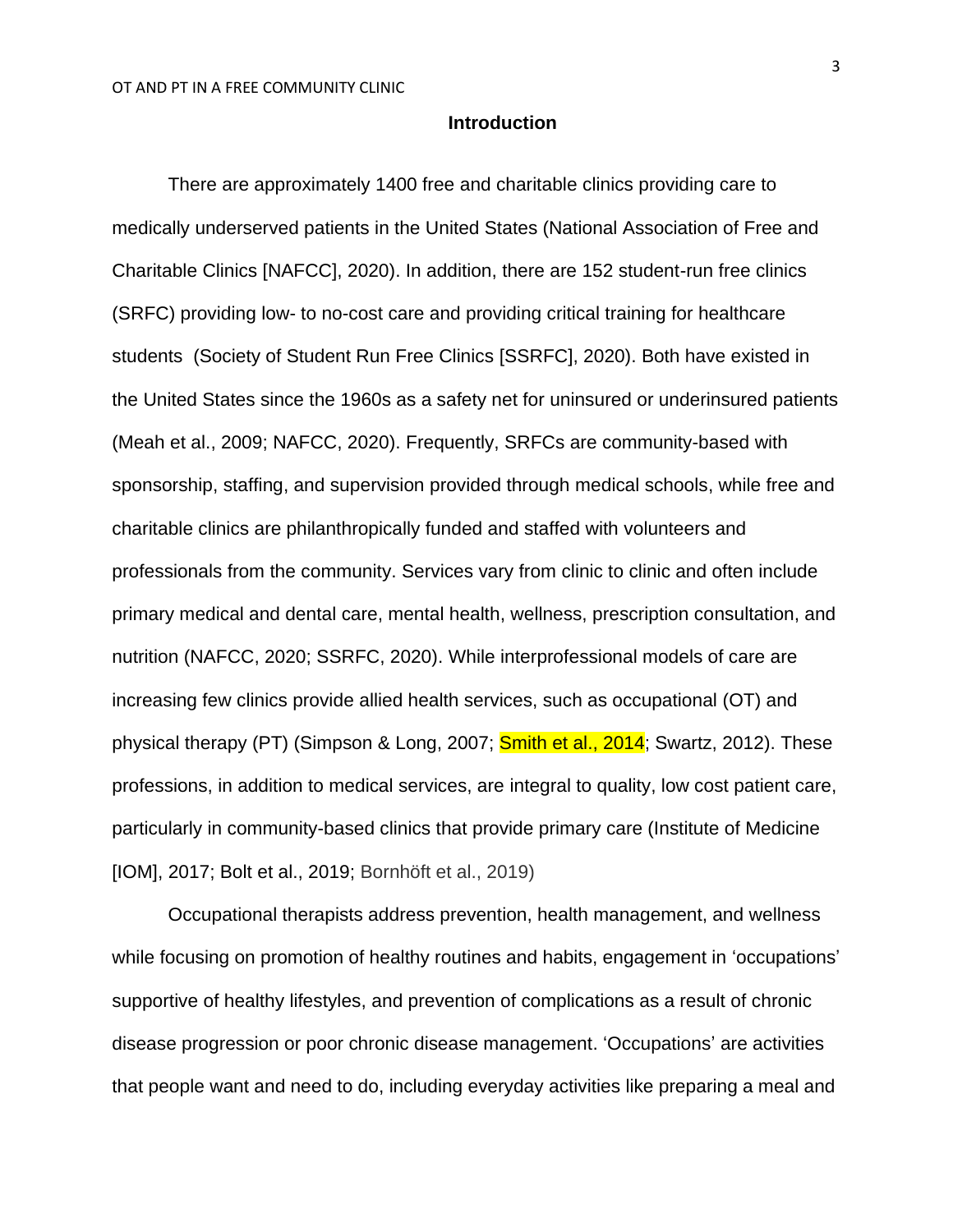## Introduction

There are approximately 1400 free and charitable clinics providing care to medically underserved patients in the United States (National Association of Free and Charitable Clinics [NAFCC], 2020). In addition, there are 152 student-run free clinics (SRFC) providing low- to no-cost care and providing critical training for healthcare students  (Society of Student Run Free Clinics [SSRFC], 2020). Both have existed in the United States since the 1960s as a safety net for uninsured or underinsured patients (Meah et al., 2009; NAFCC, 2020). Frequently, SRFCs are community-based with sponsorship, staffing, and supervision provided through medical schools, while free and charitable clinics are philanthropically funded and staffed with volunteers and professionals from the community. Services vary from clinic to clinic and often include primary medical and dental care, mental health, wellness, prescription consultation, and nutrition (NAFCC, 2020; SSRFC, 2020). While interprofessional models of care are increasing few clinics provide allied health services, such as occupational (OT) and physical therapy (PT) (Simpson & Long, 2007; Smith et al., 2014; Swartz, 2012). These professions, in addition to medical services, are integral to quality, low cost patient care, particularly in community-based clinics that provide primary care (Institute of Medicine [IOM], 2017; Bolt et al., 2019; Bornhöft et al., 2019)

Occupational therapists address prevention, health management, and wellness while focusing on promotion of healthy routines and habits, engagement in 'occupations' supportive of healthy lifestyles, and prevention of complications as a result of chronic disease progression or poor chronic disease management. 'Occupations' are activities that people want and need to do, including everyday activities like preparing a meal and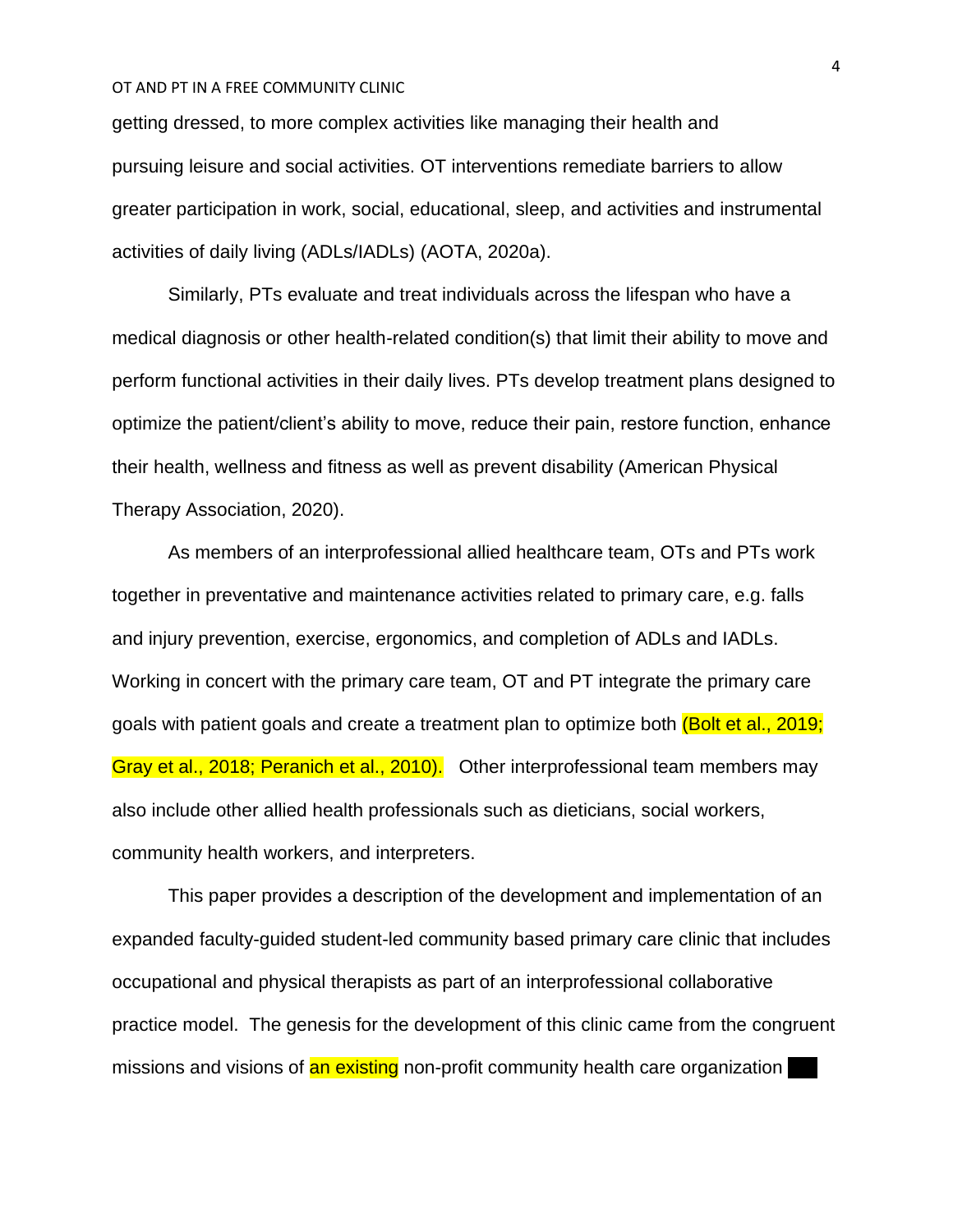getting dressed, to more complex activities like managing their health and pursuing leisure and social activities. OT interventions remediate barriers to allow greater participation in work, social, educational, sleep, and activities and instrumental activities of daily living (ADLs/IADLs) (AOTA, 2020a).

Similarly, PTs evaluate and treat individuals across the lifespan who have a medical diagnosis or other health-related condition(s) that limit their ability to move and perform functional activities in their daily lives. PTs develop treatment plans designed to optimize the patient/client's ability to move, reduce their pain, restore function, enhance their health, wellness and fitness as well as prevent disability (American Physical Therapy Association, 2020).

As members of an interprofessional allied healthcare team, OTs and PTs work together in preventative and maintenance activities related to primary care, e.g. falls and injury prevention, exercise, ergonomics, and completion of ADLs and IADLs. Working in concert with the primary care team, OT and PT integrate the primary care goals with patient goals and create a treatment plan to optimize both (Bolt et al., 2019; Gray et al., 2018; Peranich et al., 2010). Other interprofessional team members may also include other allied health professionals such as dieticians, social workers, community health workers, and interpreters.

This paper provides a description of the development and implementation of an expanded faculty-guided student-led community based primary care clinic that includes occupational and physical therapists as part of an interprofessional collaborative practice model. The genesis for the development of this clinic came from the congruent missions and visions of an existing non-profit community health care organization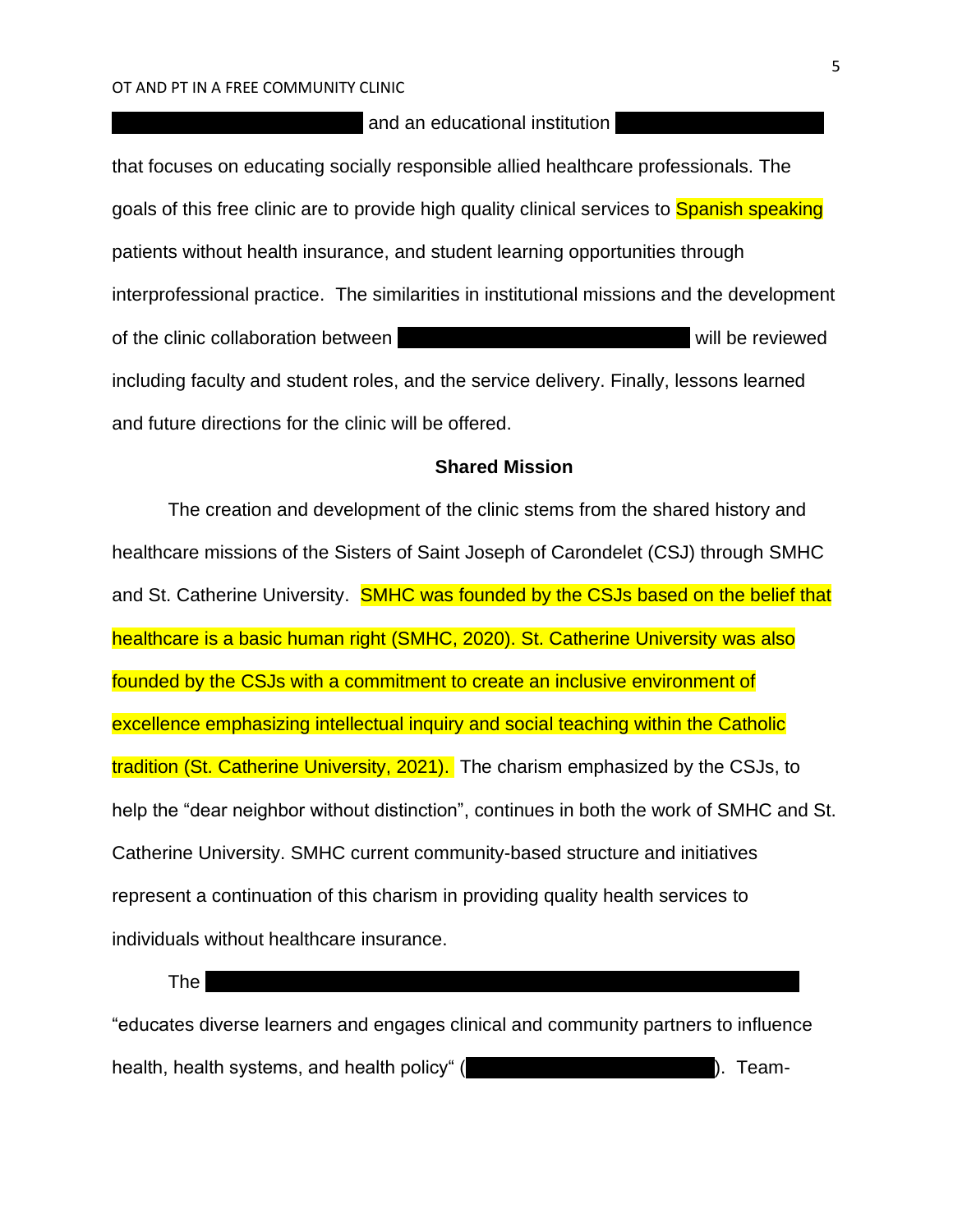and an educational institution

that focuses on educating socially responsible allied healthcare professionals. The goals of this free clinic are to provide high quality clinical services to Spanish speaking patients without health insurance, and student learning opportunities through interprofessional practice. The similarities in institutional missions and the development of the clinic collaboration between will be reviewed including faculty and student roles, and the service delivery. Finally, lessons learned and future directions for the clinic will be offered.

**Shared Mission**

The creation and development of the clinic stems from the shared history and healthcare missions of the Sisters of Saint Joseph of Carondelet (CSJ) through SMHC and St. Catherine University. SMHC was founded by the CSJs based on the belief that healthcare is a basic human right (SMHC, 2020). St. Catherine University was also founded by the CSJs with a commitment to create an inclusive environment of excellence emphasizing intellectual inquiry and social teaching within the Catholic tradition (St. Catherine University, 2021). The charism emphasized by the CSJs, to help the "dear neighbor without distinction", continues in both the work of SMHC and St. Catherine University. SMHC current community-based structure and initiatives represent a continuation of this charism in providing quality health services to individuals without healthcare insurance.

The

"educates diverse learners and engages clinical and community partners to influence health, health systems, and health policy" ( ). Team-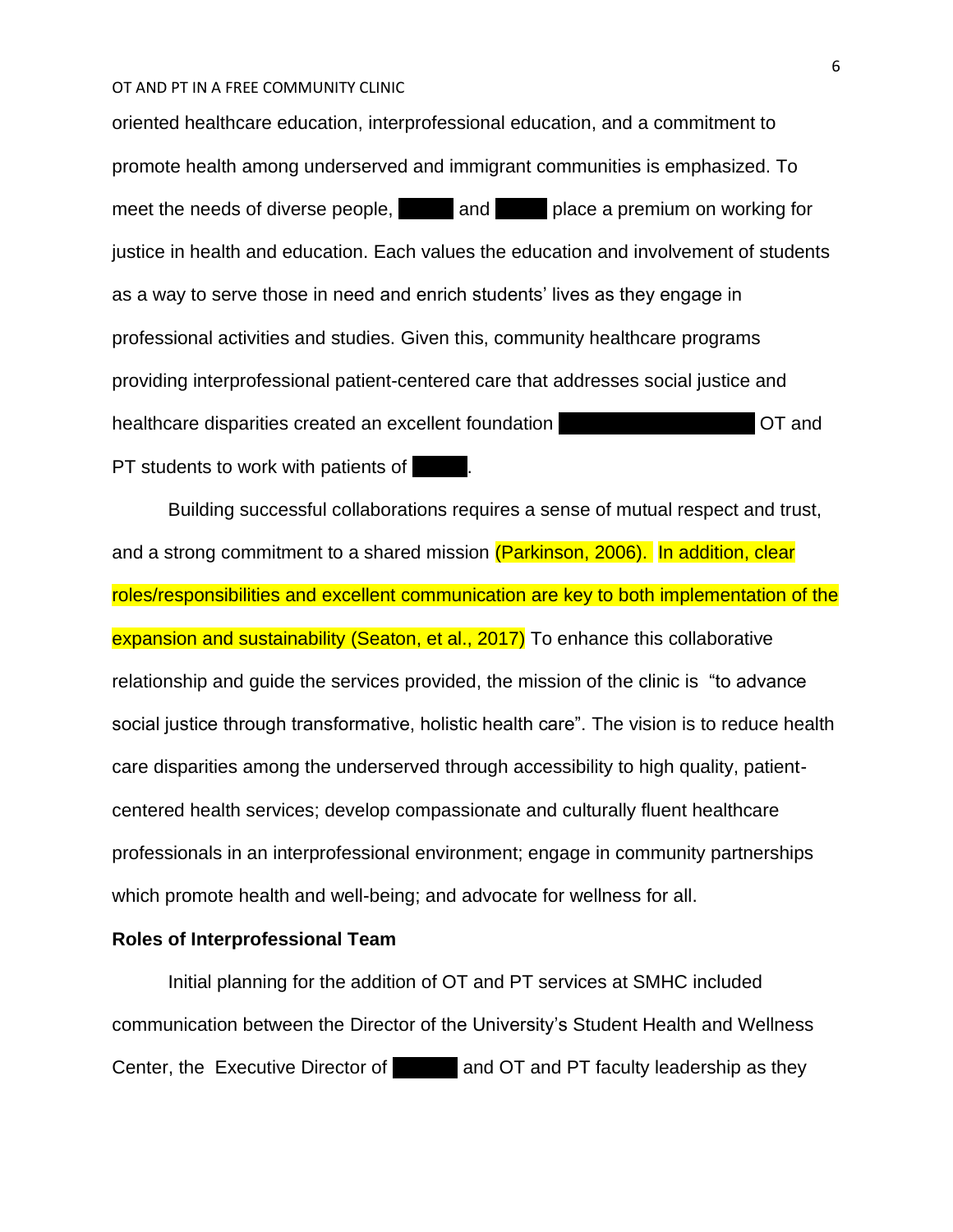oriented healthcare education, interprofessional education, and a commitment to promote health among underserved and immigrant communities is emphasized. To meet the needs of diverse people, ██████ and ██████ place a premium on working for justice in health and education. Each values the education and involvement of students as a way to serve those in need and enrich students' lives as they engage in professional activities and studies. Given this, community healthcare programs providing interprofessional patient-centered care that addresses social justice and healthcare disparities created an excellent foundation ██████████████████ OT and PT students to work with patients of ██████.

Building successful collaborations requires a sense of mutual respect and trust, and a strong commitment to a shared mission (Parkinson, 2006). In addition, clear roles/responsibilities and excellent communication are key to both implementation of the expansion and sustainability (Seaton, et al., 2017) To enhance this collaborative relationship and guide the services provided, the mission of the clinic is "to advance social justice through transformative, holistic health care". The vision is to reduce health care disparities among the underserved through accessibility to high quality, patient-centered health services; develop compassionate and culturally fluent healthcare professionals in an interprofessional environment; engage in community partnerships which promote health and well-being; and advocate for wellness for all.

**Roles of Interprofessional Team**

Initial planning for the addition of OT and PT services at SMHC included communication between the Director of the University's Student Health and Wellness Center, the Executive Director of ██████ and OT and PT faculty leadership as they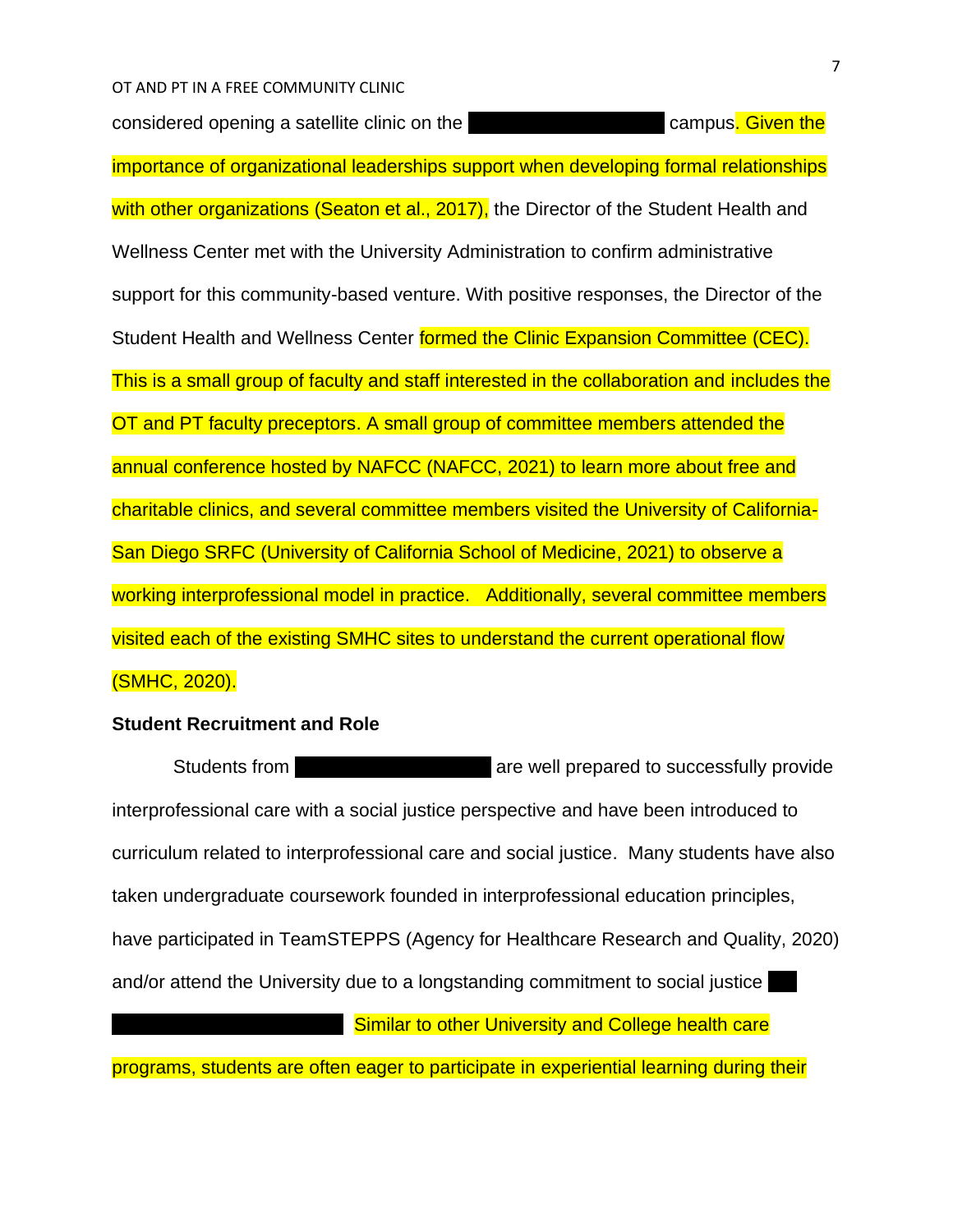considered opening a satellite clinic on the ████████ campus. Given the importance of organizational leaderships support when developing formal relationships with other organizations (Seaton et al., 2017), the Director of the Student Health and Wellness Center met with the University Administration to confirm administrative support for this community-based venture. With positive responses, the Director of the Student Health and Wellness Center formed the Clinic Expansion Committee (CEC). This is a small group of faculty and staff interested in the collaboration and includes the OT and PT faculty preceptors. A small group of committee members attended the annual conference hosted by NAFCC (NAFCC, 2021) to learn more about free and charitable clinics, and several committee members visited the University of California-San Diego SRFC (University of California School of Medicine, 2021) to observe a working interprofessional model in practice. Additionally, several committee members visited each of the existing SMHC sites to understand the current operational flow (SMHC, 2020).

**Student Recruitment and Role**

Students from ████████ are well prepared to successfully provide interprofessional care with a social justice perspective and have been introduced to curriculum related to interprofessional care and social justice. Many students have also taken undergraduate coursework founded in interprofessional education principles, have participated in TeamSTEPPS (Agency for Healthcare Research and Quality, 2020) and/or attend the University due to a longstanding commitment to social justice ████████ Similar to other University and College health care programs, students are often eager to participate in experiential learning during their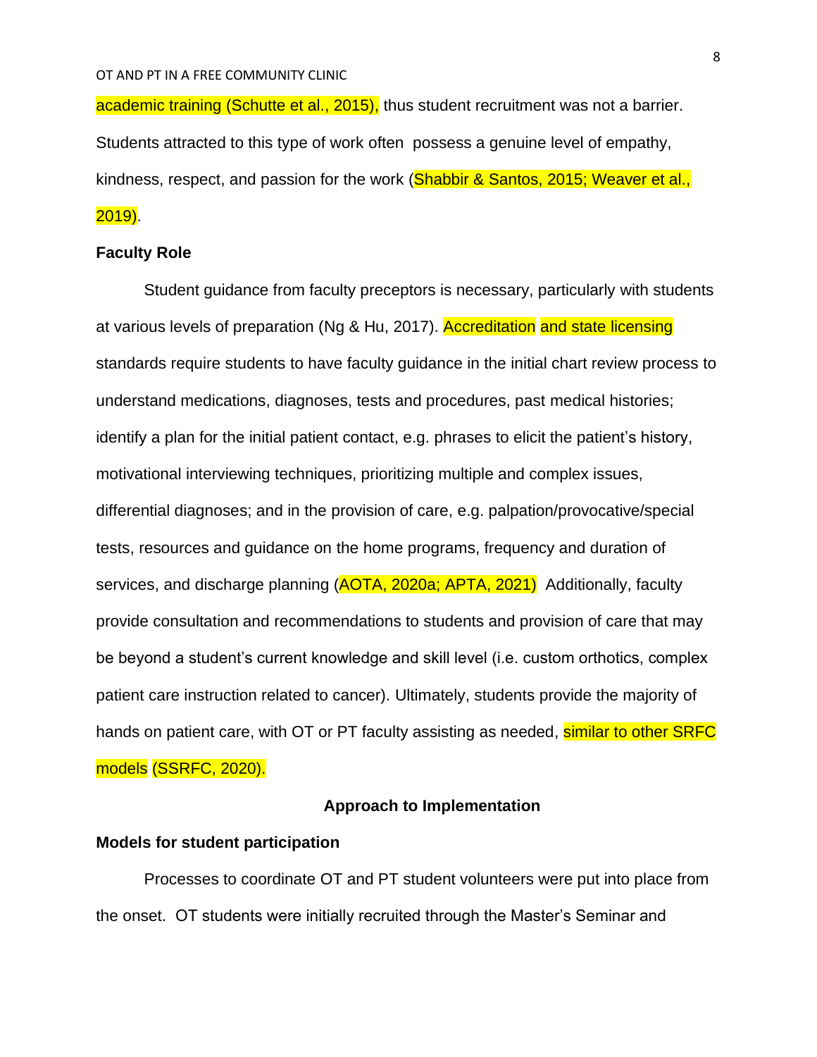academic training (Schutte et al., 2015), thus student recruitment was not a barrier. Students attracted to this type of work often  possess a genuine level of empathy, kindness, respect, and passion for the work (Shabbir & Santos, 2015; Weaver et al., 2019).

### Faculty Role

Student guidance from faculty preceptors is necessary, particularly with students at various levels of preparation (Ng & Hu, 2017). Accreditation and state licensing standards require students to have faculty guidance in the initial chart review process to understand medications, diagnoses, tests and procedures, past medical histories; identify a plan for the initial patient contact, e.g. phrases to elicit the patient's history, motivational interviewing techniques, prioritizing multiple and complex issues, differential diagnoses; and in the provision of care, e.g. palpation/provocative/special tests, resources and guidance on the home programs, frequency and duration of services, and discharge planning (AOTA, 2020a; APTA, 2021)  Additionally, faculty provide consultation and recommendations to students and provision of care that may be beyond a student's current knowledge and skill level (i.e. custom orthotics, complex patient care instruction related to cancer). Ultimately, students provide the majority of hands on patient care, with OT or PT faculty assisting as needed, similar to other SRFC models (SSRFC, 2020).

## Approach to Implementation

### Models for student participation

Processes to coordinate OT and PT student volunteers were put into place from the onset.  OT students were initially recruited through the Master's Seminar and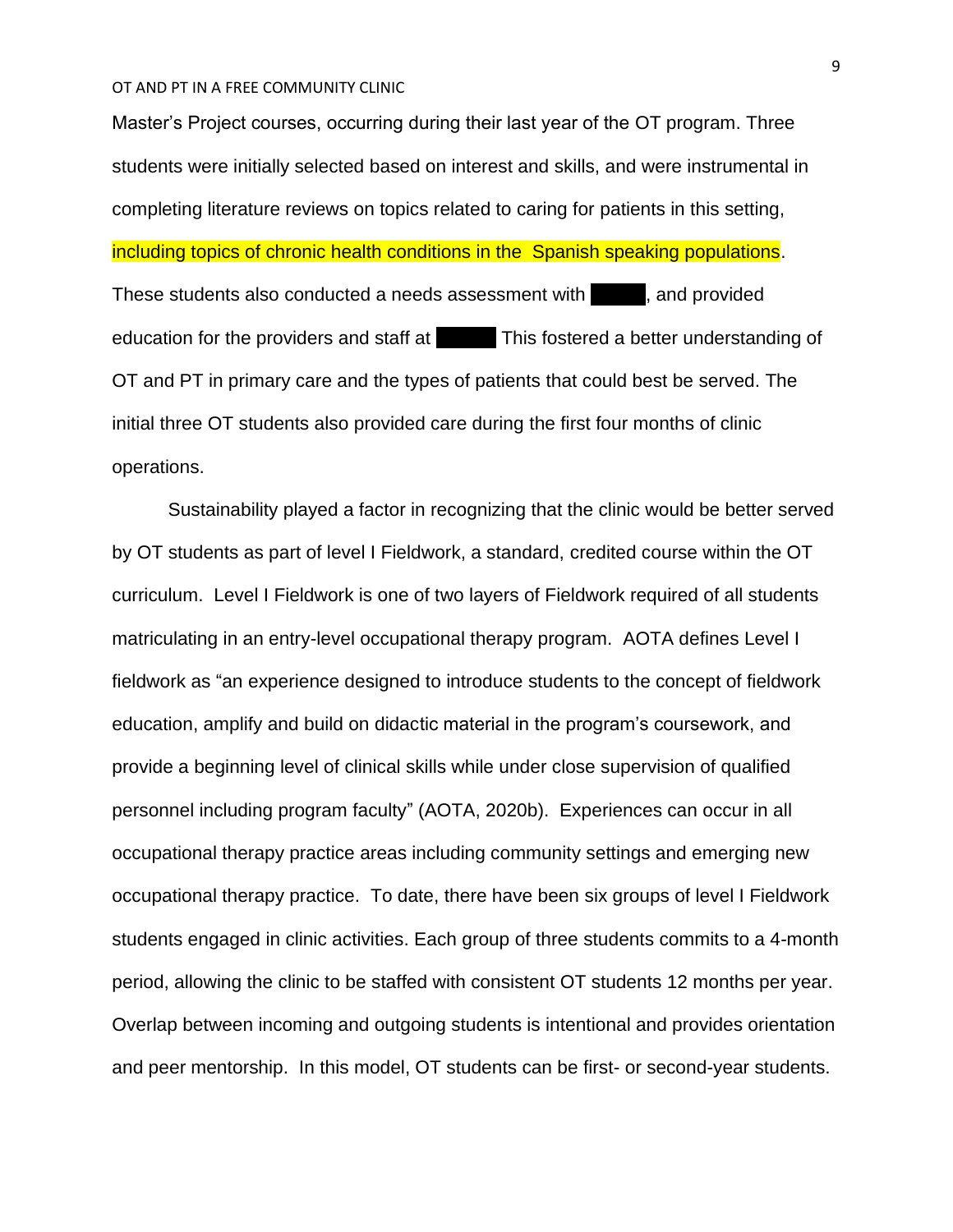Master's Project courses, occurring during their last year of the OT program. Three students were initially selected based on interest and skills, and were instrumental in completing literature reviews on topics related to caring for patients in this setting, including topics of chronic health conditions in the  Spanish speaking populations. These students also conducted a needs assessment with ████, and provided education for the providers and staff at ████ This fostered a better understanding of OT and PT in primary care and the types of patients that could best be served. The initial three OT students also provided care during the first four months of clinic operations.

Sustainability played a factor in recognizing that the clinic would be better served by OT students as part of level I Fieldwork, a standard, credited course within the OT curriculum.  Level I Fieldwork is one of two layers of Fieldwork required of all students matriculating in an entry-level occupational therapy program.  AOTA defines Level I fieldwork as "an experience designed to introduce students to the concept of fieldwork education, amplify and build on didactic material in the program's coursework, and provide a beginning level of clinical skills while under close supervision of qualified personnel including program faculty" (AOTA, 2020b).  Experiences can occur in all occupational therapy practice areas including community settings and emerging new occupational therapy practice.  To date, there have been six groups of level I Fieldwork students engaged in clinic activities. Each group of three students commits to a 4-month period, allowing the clinic to be staffed with consistent OT students 12 months per year. Overlap between incoming and outgoing students is intentional and provides orientation and peer mentorship.  In this model, OT students can be first- or second-year students.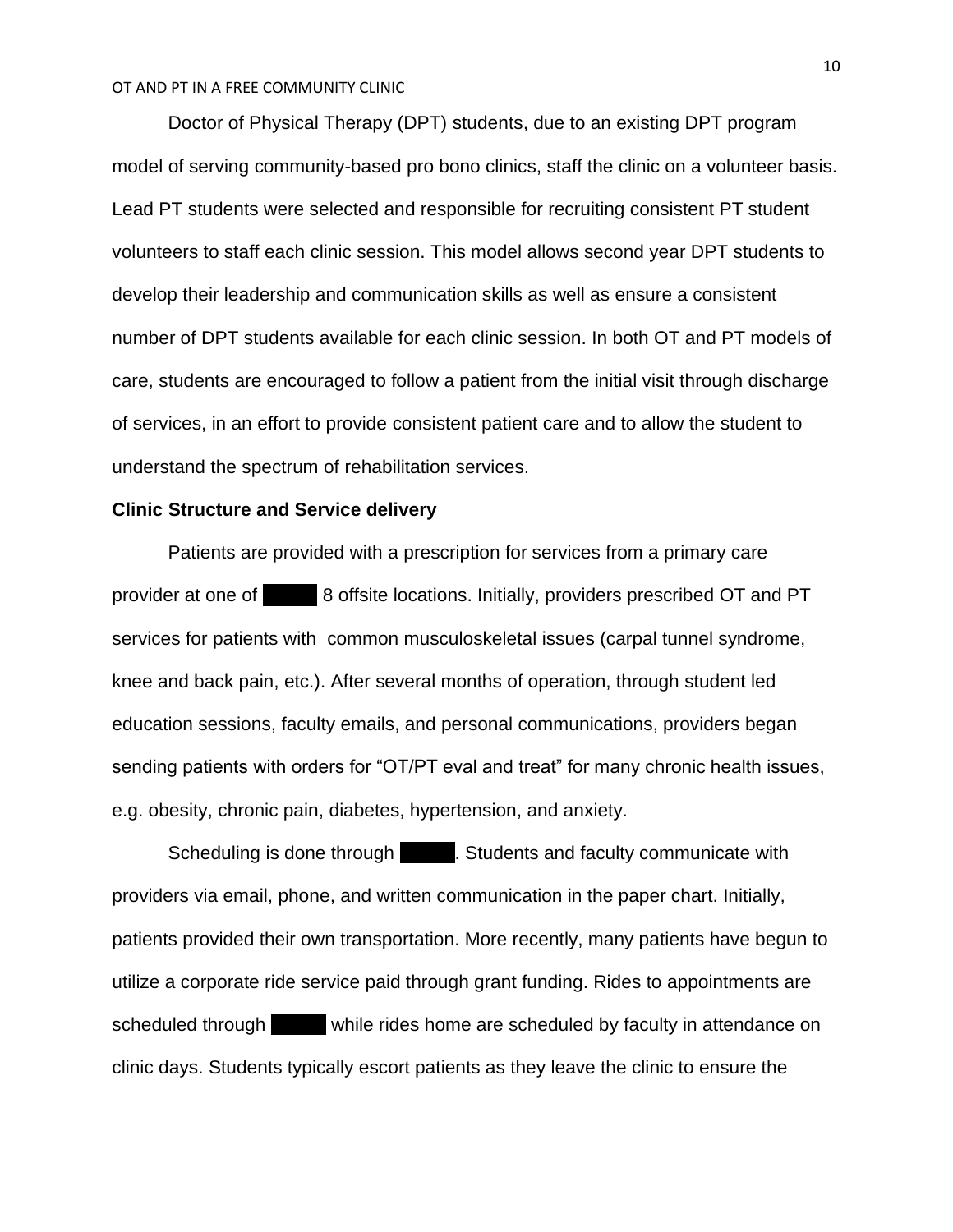Doctor of Physical Therapy (DPT) students, due to an existing DPT program model of serving community-based pro bono clinics, staff the clinic on a volunteer basis. Lead PT students were selected and responsible for recruiting consistent PT student volunteers to staff each clinic session. This model allows second year DPT students to develop their leadership and communication skills as well as ensure a consistent number of DPT students available for each clinic session. In both OT and PT models of care, students are encouraged to follow a patient from the initial visit through discharge of services, in an effort to provide consistent patient care and to allow the student to understand the spectrum of rehabilitation services.

**Clinic Structure and Service delivery**

Patients are provided with a prescription for services from a primary care provider at one of ████ 8 offsite locations. Initially, providers prescribed OT and PT services for patients with common musculoskeletal issues (carpal tunnel syndrome, knee and back pain, etc.). After several months of operation, through student led education sessions, faculty emails, and personal communications, providers began sending patients with orders for "OT/PT eval and treat" for many chronic health issues, e.g. obesity, chronic pain, diabetes, hypertension, and anxiety.

Scheduling is done through ████. Students and faculty communicate with providers via email, phone, and written communication in the paper chart. Initially, patients provided their own transportation. More recently, many patients have begun to utilize a corporate ride service paid through grant funding. Rides to appointments are scheduled through ████ while rides home are scheduled by faculty in attendance on clinic days. Students typically escort patients as they leave the clinic to ensure the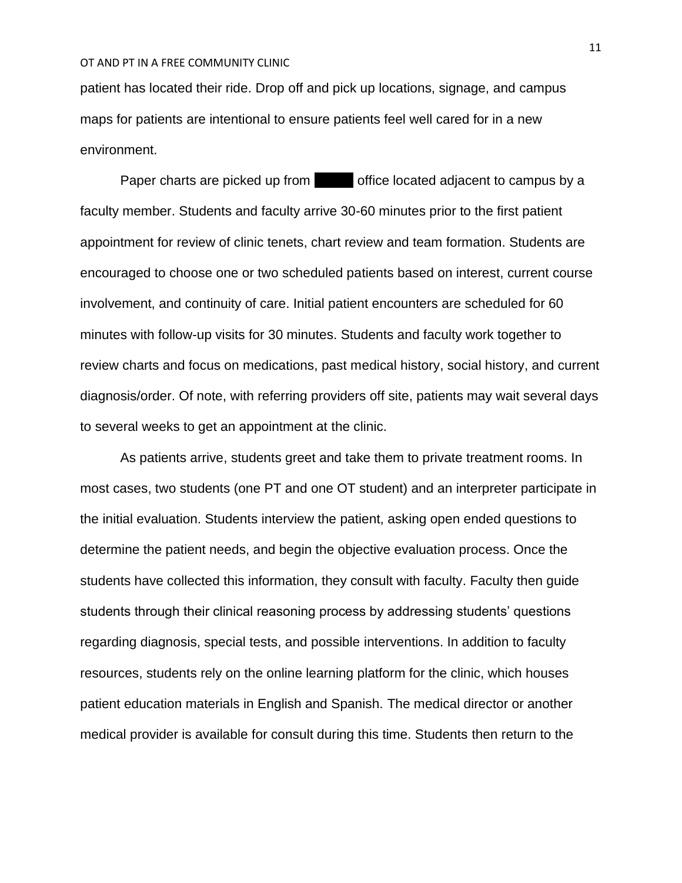patient has located their ride. Drop off and pick up locations, signage, and campus maps for patients are intentional to ensure patients feel well cared for in a new environment.

Paper charts are picked up from ██████ office located adjacent to campus by a faculty member. Students and faculty arrive 30-60 minutes prior to the first patient appointment for review of clinic tenets, chart review and team formation. Students are encouraged to choose one or two scheduled patients based on interest, current course involvement, and continuity of care. Initial patient encounters are scheduled for 60 minutes with follow-up visits for 30 minutes. Students and faculty work together to review charts and focus on medications, past medical history, social history, and current diagnosis/order. Of note, with referring providers off site, patients may wait several days to several weeks to get an appointment at the clinic.

As patients arrive, students greet and take them to private treatment rooms. In most cases, two students (one PT and one OT student) and an interpreter participate in the initial evaluation. Students interview the patient, asking open ended questions to determine the patient needs, and begin the objective evaluation process. Once the students have collected this information, they consult with faculty. Faculty then guide students through their clinical reasoning process by addressing students' questions regarding diagnosis, special tests, and possible interventions. In addition to faculty resources, students rely on the online learning platform for the clinic, which houses patient education materials in English and Spanish. The medical director or another medical provider is available for consult during this time. Students then return to the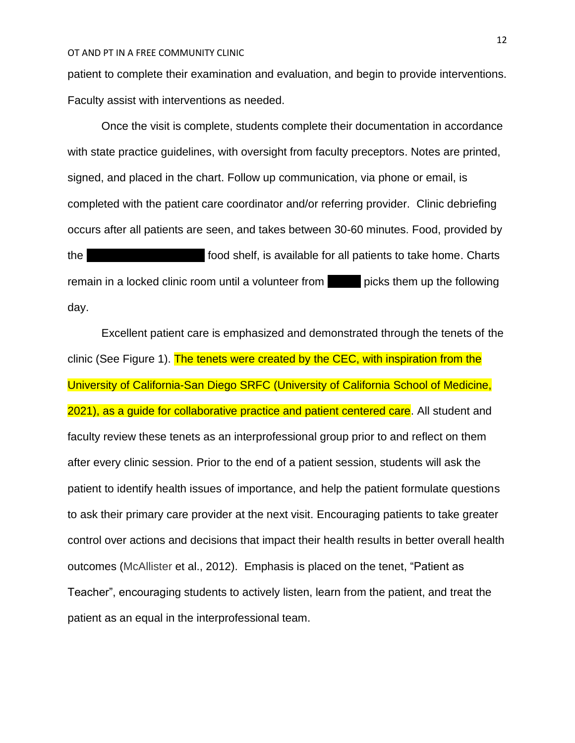patient to complete their examination and evaluation, and begin to provide interventions. Faculty assist with interventions as needed.

Once the visit is complete, students complete their documentation in accordance with state practice guidelines, with oversight from faculty preceptors. Notes are printed, signed, and placed in the chart. Follow up communication, via phone or email, is completed with the patient care coordinator and/or referring provider. Clinic debriefing occurs after all patients are seen, and takes between 30-60 minutes. Food, provided by the ██████████ food shelf, is available for all patients to take home. Charts remain in a locked clinic room until a volunteer from ███ picks them up the following day.

Excellent patient care is emphasized and demonstrated through the tenets of the clinic (See Figure 1). The tenets were created by the CEC, with inspiration from the University of California-San Diego SRFC (University of California School of Medicine, 2021), as a guide for collaborative practice and patient centered care. All student and faculty review these tenets as an interprofessional group prior to and reflect on them after every clinic session. Prior to the end of a patient session, students will ask the patient to identify health issues of importance, and help the patient formulate questions to ask their primary care provider at the next visit. Encouraging patients to take greater control over actions and decisions that impact their health results in better overall health outcomes (McAllister et al., 2012). Emphasis is placed on the tenet, "Patient as Teacher", encouraging students to actively listen, learn from the patient, and treat the patient as an equal in the interprofessional team.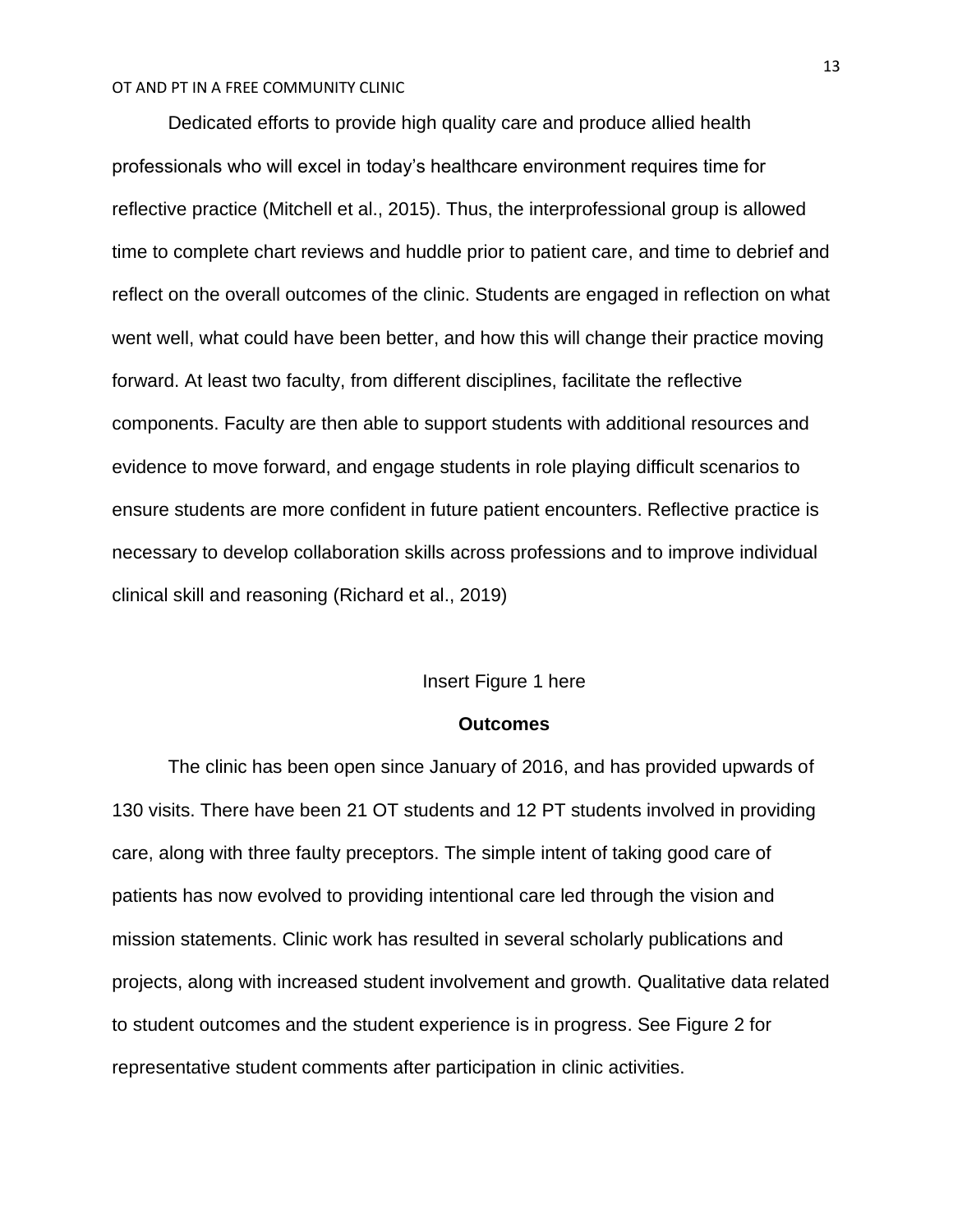Dedicated efforts to provide high quality care and produce allied health professionals who will excel in today's healthcare environment requires time for reflective practice (Mitchell et al., 2015). Thus, the interprofessional group is allowed time to complete chart reviews and huddle prior to patient care, and time to debrief and reflect on the overall outcomes of the clinic. Students are engaged in reflection on what went well, what could have been better, and how this will change their practice moving forward. At least two faculty, from different disciplines, facilitate the reflective components. Faculty are then able to support students with additional resources and evidence to move forward, and engage students in role playing difficult scenarios to ensure students are more confident in future patient encounters. Reflective practice is necessary to develop collaboration skills across professions and to improve individual clinical skill and reasoning (Richard et al., 2019)

Insert Figure 1 here

## Outcomes

The clinic has been open since January of 2016, and has provided upwards of 130 visits. There have been 21 OT students and 12 PT students involved in providing care, along with three faulty preceptors. The simple intent of taking good care of patients has now evolved to providing intentional care led through the vision and mission statements. Clinic work has resulted in several scholarly publications and projects, along with increased student involvement and growth. Qualitative data related to student outcomes and the student experience is in progress. See Figure 2 for representative student comments after participation in clinic activities.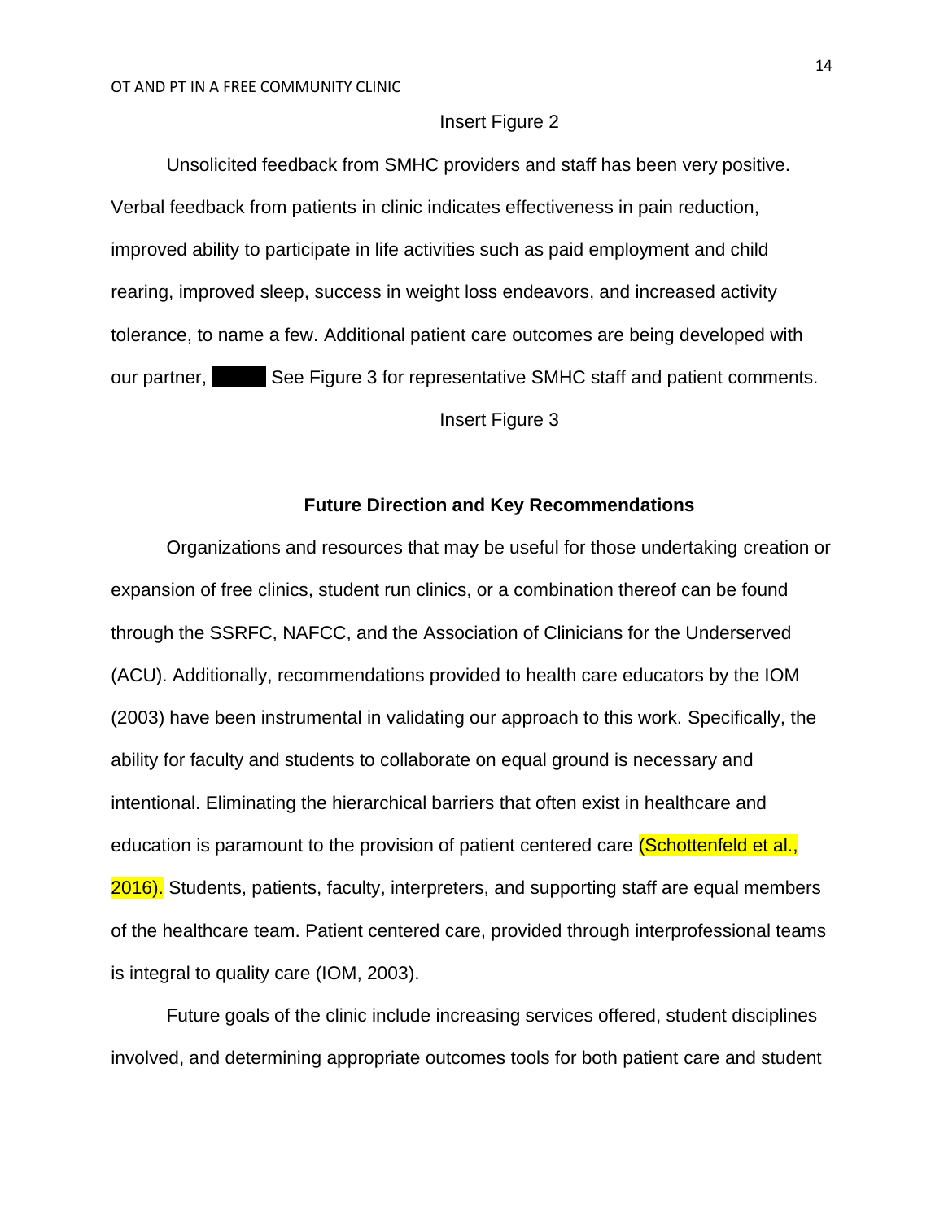Insert Figure 2

Unsolicited feedback from SMHC providers and staff has been very positive. Verbal feedback from patients in clinic indicates effectiveness in pain reduction, improved ability to participate in life activities such as paid employment and child rearing, improved sleep, success in weight loss endeavors, and increased activity tolerance, to name a few. Additional patient care outcomes are being developed with our partner, ██████ See Figure 3 for representative SMHC staff and patient comments.

Insert Figure 3

## Future Direction and Key Recommendations

Organizations and resources that may be useful for those undertaking creation or expansion of free clinics, student run clinics, or a combination thereof can be found through the SSRFC, NAFCC, and the Association of Clinicians for the Underserved (ACU). Additionally, recommendations provided to health care educators by the IOM (2003) have been instrumental in validating our approach to this work. Specifically, the ability for faculty and students to collaborate on equal ground is necessary and intentional. Eliminating the hierarchical barriers that often exist in healthcare and education is paramount to the provision of patient centered care (Schottenfeld et al., 2016). Students, patients, faculty, interpreters, and supporting staff are equal members of the healthcare team. Patient centered care, provided through interprofessional teams is integral to quality care (IOM, 2003).

Future goals of the clinic include increasing services offered, student disciplines involved, and determining appropriate outcomes tools for both patient care and student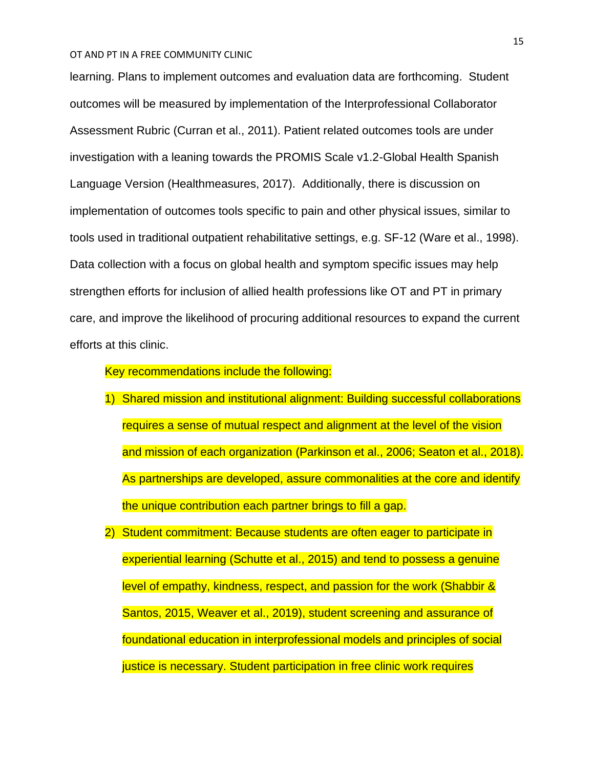learning. Plans to implement outcomes and evaluation data are forthcoming. Student outcomes will be measured by implementation of the Interprofessional Collaborator Assessment Rubric (Curran et al., 2011). Patient related outcomes tools are under investigation with a leaning towards the PROMIS Scale v1.2-Global Health Spanish Language Version (Healthmeasures, 2017). Additionally, there is discussion on implementation of outcomes tools specific to pain and other physical issues, similar to tools used in traditional outpatient rehabilitative settings, e.g. SF-12 (Ware et al., 1998). Data collection with a focus on global health and symptom specific issues may help strengthen efforts for inclusion of allied health professions like OT and PT in primary care, and improve the likelihood of procuring additional resources to expand the current efforts at this clinic.

Key recommendations include the following:

1) Shared mission and institutional alignment: Building successful collaborations requires a sense of mutual respect and alignment at the level of the vision and mission of each organization (Parkinson et al., 2006; Seaton et al., 2018). As partnerships are developed, assure commonalities at the core and identify the unique contribution each partner brings to fill a gap.
2) Student commitment: Because students are often eager to participate in experiential learning (Schutte et al., 2015) and tend to possess a genuine level of empathy, kindness, respect, and passion for the work (Shabbir & Santos, 2015, Weaver et al., 2019), student screening and assurance of foundational education in interprofessional models and principles of social justice is necessary. Student participation in free clinic work requires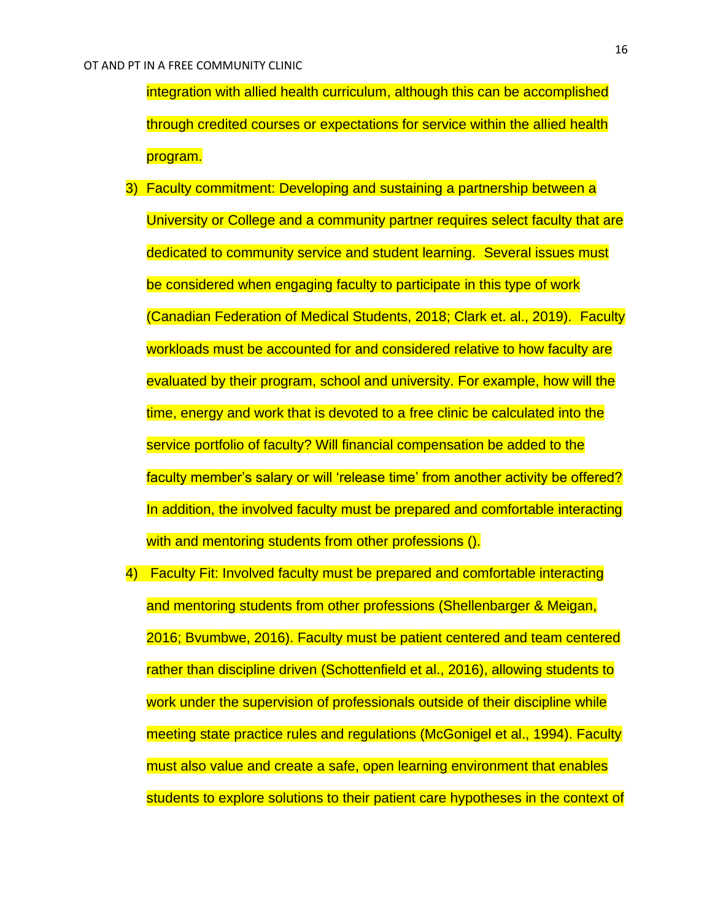integration with allied health curriculum, although this can be accomplished through credited courses or expectations for service within the allied health program.

3) Faculty commitment: Developing and sustaining a partnership between a University or College and a community partner requires select faculty that are dedicated to community service and student learning. Several issues must be considered when engaging faculty to participate in this type of work (Canadian Federation of Medical Students, 2018; Clark et. al., 2019). Faculty workloads must be accounted for and considered relative to how faculty are evaluated by their program, school and university. For example, how will the time, energy and work that is devoted to a free clinic be calculated into the service portfolio of faculty? Will financial compensation be added to the faculty member's salary or will 'release time' from another activity be offered? In addition, the involved faculty must be prepared and comfortable interacting with and mentoring students from other professions ().

4) Faculty Fit: Involved faculty must be prepared and comfortable interacting and mentoring students from other professions (Shellenbarger & Meigan, 2016; Bvumbwe, 2016). Faculty must be patient centered and team centered rather than discipline driven (Schottenfield et al., 2016), allowing students to work under the supervision of professionals outside of their discipline while meeting state practice rules and regulations (McGonigel et al., 1994). Faculty must also value and create a safe, open learning environment that enables students to explore solutions to their patient care hypotheses in the context of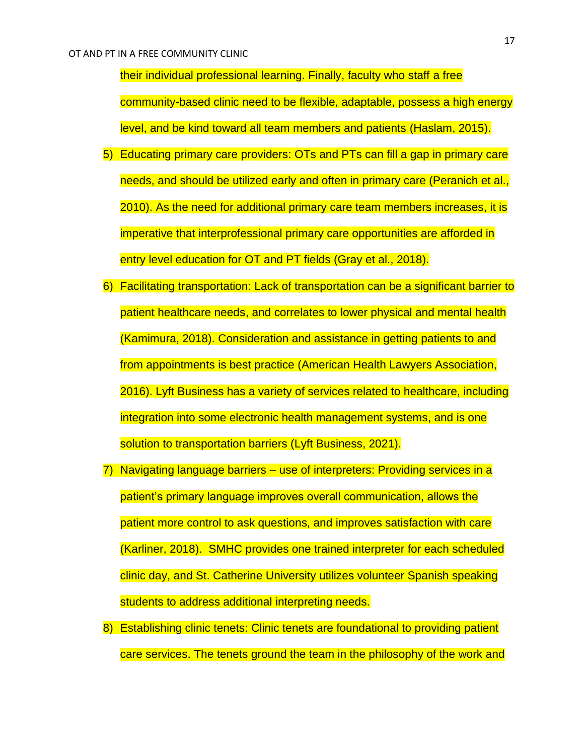their individual professional learning. Finally, faculty who staff a free community-based clinic need to be flexible, adaptable, possess a high energy level, and be kind toward all team members and patients (Haslam, 2015).

5) Educating primary care providers: OTs and PTs can fill a gap in primary care needs, and should be utilized early and often in primary care (Peranich et al., 2010). As the need for additional primary care team members increases, it is imperative that interprofessional primary care opportunities are afforded in entry level education for OT and PT fields (Gray et al., 2018).
6) Facilitating transportation: Lack of transportation can be a significant barrier to patient healthcare needs, and correlates to lower physical and mental health (Kamimura, 2018). Consideration and assistance in getting patients to and from appointments is best practice (American Health Lawyers Association, 2016). Lyft Business has a variety of services related to healthcare, including integration into some electronic health management systems, and is one solution to transportation barriers (Lyft Business, 2021).
7) Navigating language barriers – use of interpreters: Providing services in a patient's primary language improves overall communication, allows the patient more control to ask questions, and improves satisfaction with care (Karliner, 2018). SMHC provides one trained interpreter for each scheduled clinic day, and St. Catherine University utilizes volunteer Spanish speaking students to address additional interpreting needs.
8) Establishing clinic tenets: Clinic tenets are foundational to providing patient care services. The tenets ground the team in the philosophy of the work and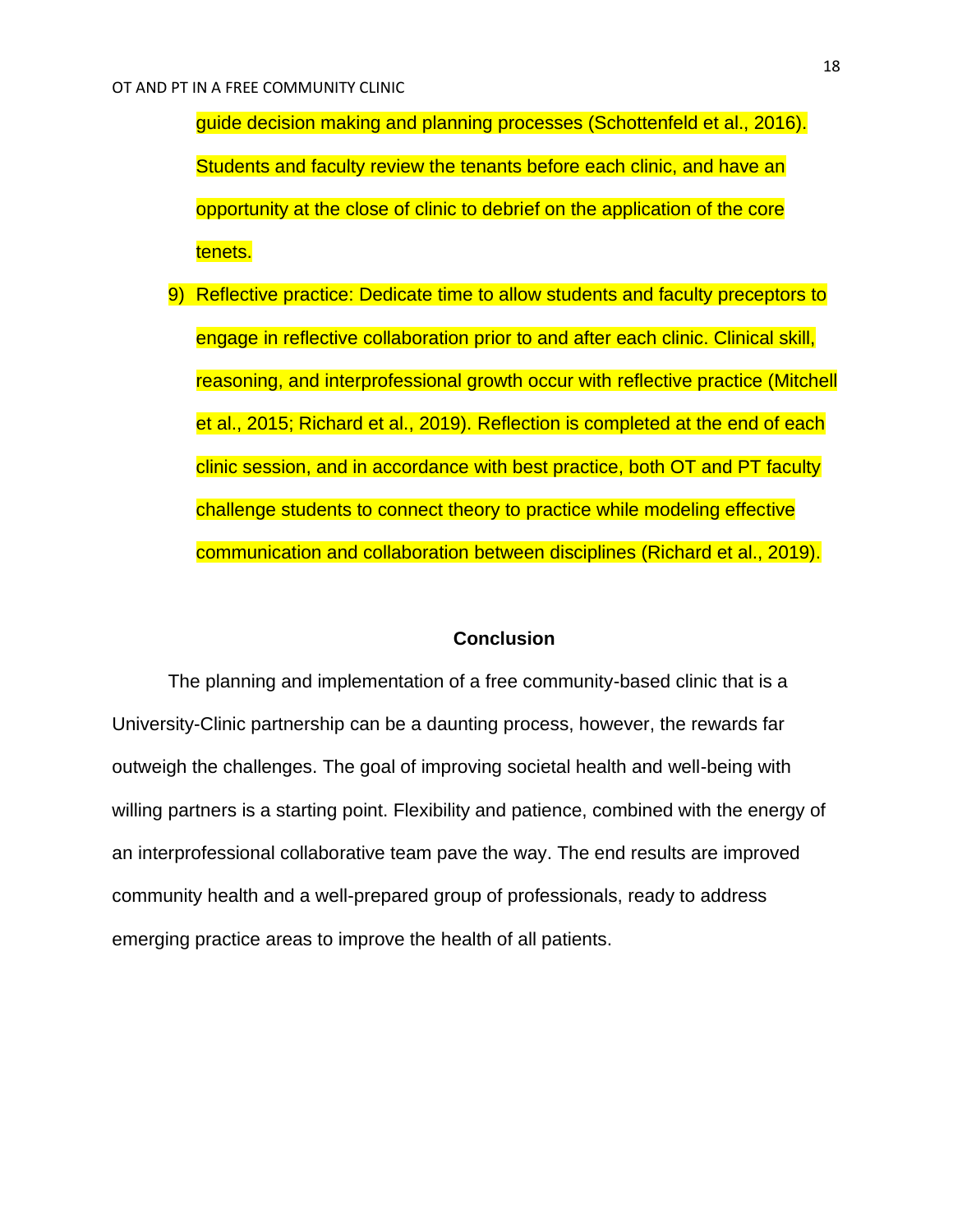guide decision making and planning processes (Schottenfeld et al., 2016). Students and faculty review the tenants before each clinic, and have an opportunity at the close of clinic to debrief on the application of the core tenets.

9) Reflective practice: Dedicate time to allow students and faculty preceptors to engage in reflective collaboration prior to and after each clinic. Clinical skill, reasoning, and interprofessional growth occur with reflective practice (Mitchell et al., 2015; Richard et al., 2019). Reflection is completed at the end of each clinic session, and in accordance with best practice, both OT and PT faculty challenge students to connect theory to practice while modeling effective communication and collaboration between disciplines (Richard et al., 2019).

## Conclusion

The planning and implementation of a free community-based clinic that is a University-Clinic partnership can be a daunting process, however, the rewards far outweigh the challenges. The goal of improving societal health and well-being with willing partners is a starting point. Flexibility and patience, combined with the energy of an interprofessional collaborative team pave the way. The end results are improved community health and a well-prepared group of professionals, ready to address emerging practice areas to improve the health of all patients.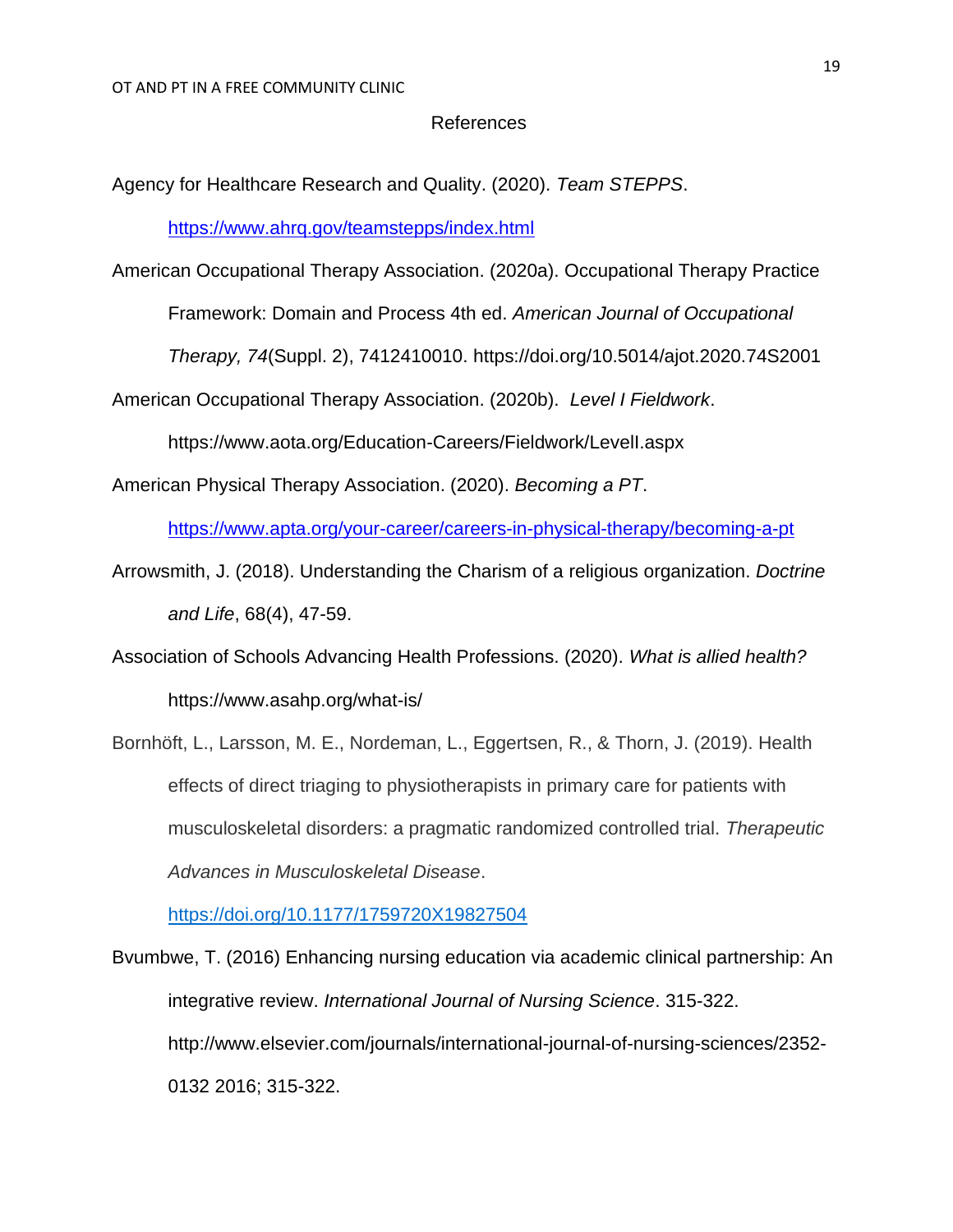## References

Agency for Healthcare Research and Quality. (2020). *Team STEPPS*. https://www.ahrq.gov/teamstepps/index.html

American Occupational Therapy Association. (2020a). Occupational Therapy Practice Framework: Domain and Process 4th ed. *American Journal of Occupational Therapy, 74*(Suppl. 2), 7412410010. https://doi.org/10.5014/ajot.2020.74S2001

American Occupational Therapy Association. (2020b). *Level I Fieldwork*. https://www.aota.org/Education-Careers/Fieldwork/LevelI.aspx

American Physical Therapy Association. (2020). *Becoming a PT*. https://www.apta.org/your-career/careers-in-physical-therapy/becoming-a-pt

Arrowsmith, J. (2018). Understanding the Charism of a religious organization. *Doctrine and Life*, 68(4), 47-59.

Association of Schools Advancing Health Professions. (2020). *What is allied health?* https://www.asahp.org/what-is/

Bornhöft, L., Larsson, M. E., Nordeman, L., Eggertsen, R., & Thorn, J. (2019). Health effects of direct triaging to physiotherapists in primary care for patients with musculoskeletal disorders: a pragmatic randomized controlled trial. *Therapeutic Advances in Musculoskeletal Disease*. https://doi.org/10.1177/1759720X19827504

Bvumbwe, T. (2016) Enhancing nursing education via academic clinical partnership: An integrative review. *International Journal of Nursing Science*. 315-322. http://www.elsevier.com/journals/international-journal-of-nursing-sciences/2352-0132 2016; 315-322.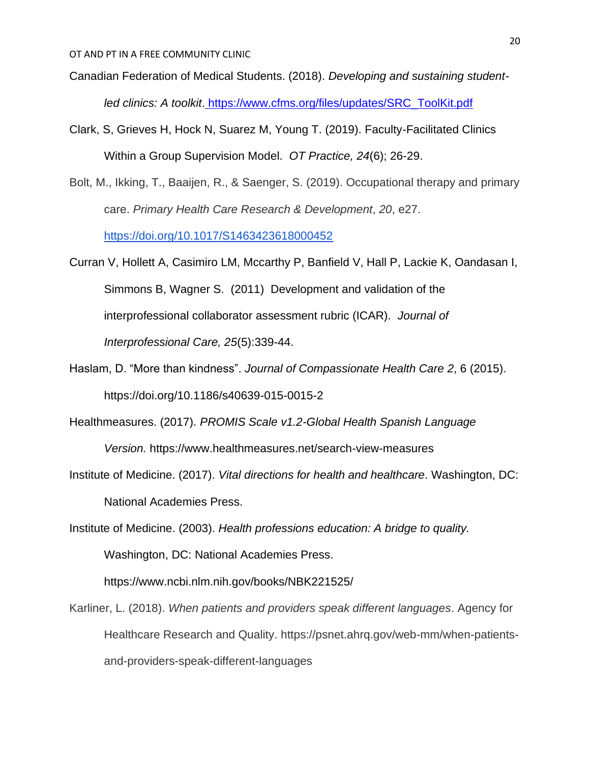Canadian Federation of Medical Students. (2018). *Developing and sustaining student-led clinics: A toolkit*. https://www.cfms.org/files/updates/SRC_ToolKit.pdf

Clark, S, Grieves H, Hock N, Suarez M, Young T. (2019). Faculty-Facilitated Clinics Within a Group Supervision Model. *OT Practice, 24*(6); 26-29.

Bolt, M., Ikking, T., Baaijen, R., & Saenger, S. (2019). Occupational therapy and primary care. *Primary Health Care Research & Development*, *20*, e27. https://doi.org/10.1017/S1463423618000452

Curran V, Hollett A, Casimiro LM, Mccarthy P, Banfield V, Hall P, Lackie K, Oandasan I, Simmons B, Wagner S. (2011) Development and validation of the interprofessional collaborator assessment rubric (ICAR). *Journal of Interprofessional Care, 25*(5):339-44.

Haslam, D. "More than kindness". *Journal of Compassionate Health Care 2*, 6 (2015). https://doi.org/10.1186/s40639-015-0015-2

Healthmeasures. (2017). *PROMIS Scale v1.2-Global Health Spanish Language Version.* https://www.healthmeasures.net/search-view-measures

Institute of Medicine. (2017). *Vital directions for health and healthcare*. Washington, DC: National Academies Press.

Institute of Medicine. (2003). *Health professions education: A bridge to quality.* Washington, DC: National Academies Press. https://www.ncbi.nlm.nih.gov/books/NBK221525/

Karliner, L. (2018). *When patients and providers speak different languages*. Agency for Healthcare Research and Quality. https://psnet.ahrq.gov/web-mm/when-patients-and-providers-speak-different-languages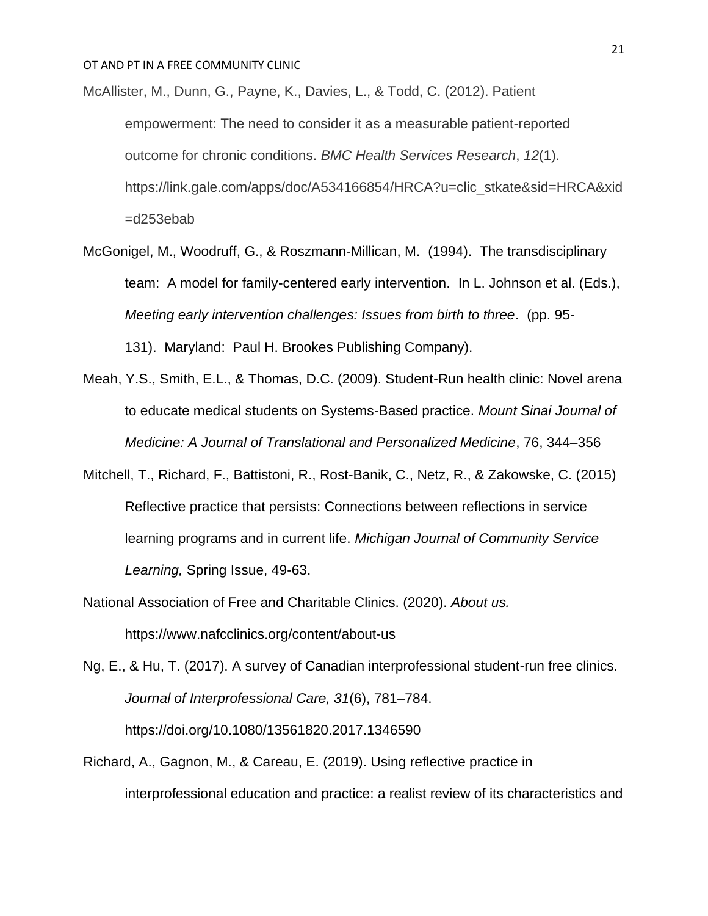McAllister, M., Dunn, G., Payne, K., Davies, L., & Todd, C. (2012). Patient empowerment: The need to consider it as a measurable patient-reported outcome for chronic conditions. *BMC Health Services Research*, *12*(1). https://link.gale.com/apps/doc/A534166854/HRCA?u=clic_stkate&sid=HRCA&xid=d253ebab

McGonigel, M., Woodruff, G., & Roszmann-Millican, M. (1994). The transdisciplinary team: A model for family-centered early intervention. In L. Johnson et al. (Eds.), *Meeting early intervention challenges: Issues from birth to three*. (pp. 95-131). Maryland: Paul H. Brookes Publishing Company).

Meah, Y.S., Smith, E.L., & Thomas, D.C. (2009). Student-Run health clinic: Novel arena to educate medical students on Systems-Based practice. *Mount Sinai Journal of Medicine: A Journal of Translational and Personalized Medicine*, 76, 344–356

Mitchell, T., Richard, F., Battistoni, R., Rost-Banik, C., Netz, R., & Zakowske, C. (2015) Reflective practice that persists: Connections between reflections in service learning programs and in current life. *Michigan Journal of Community Service Learning,* Spring Issue, 49-63.

National Association of Free and Charitable Clinics. (2020). *About us.* https://www.nafcclinics.org/content/about-us

Ng, E., & Hu, T. (2017). A survey of Canadian interprofessional student-run free clinics. *Journal of Interprofessional Care, 31*(6), 781–784. https://doi.org/10.1080/13561820.2017.1346590

Richard, A., Gagnon, M., & Careau, E. (2019). Using reflective practice in interprofessional education and practice: a realist review of its characteristics and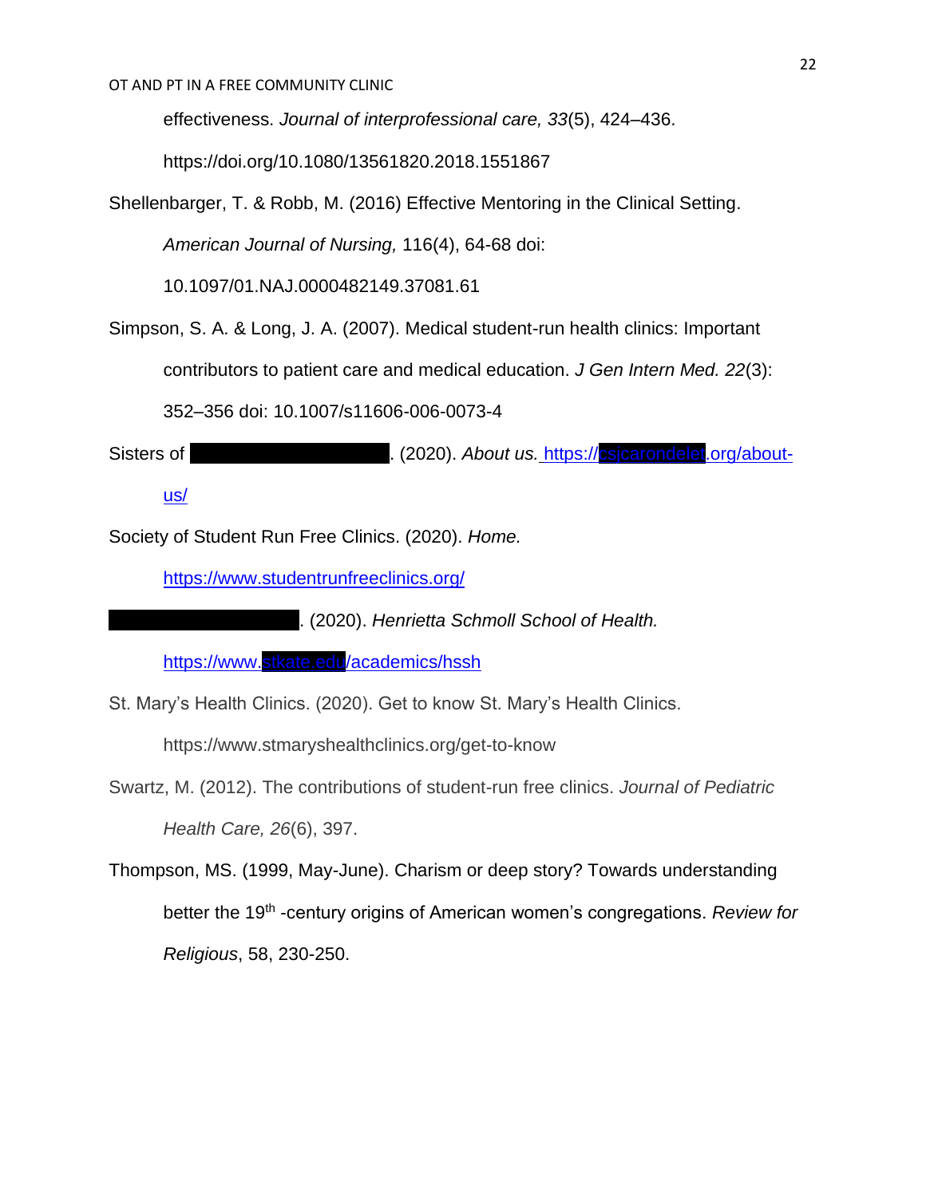effectiveness. *Journal of interprofessional care, 33*(5), 424–436. https://doi.org/10.1080/13561820.2018.1551867

Shellenbarger, T. & Robb, M. (2016) Effective Mentoring in the Clinical Setting. *American Journal of Nursing,* 116(4), 64-68 doi: 10.1097/01.NAJ.0000482149.37081.61

Simpson, S. A. & Long, J. A. (2007). Medical student-run health clinics: Important contributors to patient care and medical education. *J Gen Intern Med. 22*(3): 352–356 doi: 10.1007/s11606-006-0073-4

Sisters of ______. (2020). *About us.* https://csjcarondelet.org/about-us/

Society of Student Run Free Clinics. (2020). *Home.* https://www.studentrunfreeclinics.org/

______. (2020). *Henrietta Schmoll School of Health.* https://www.stkate.edu/academics/hssh

St. Mary's Health Clinics. (2020). Get to know St. Mary's Health Clinics. https://www.stmaryshealthclinics.org/get-to-know

Swartz, M. (2012). The contributions of student-run free clinics. *Journal of Pediatric Health Care, 26*(6), 397.

Thompson, MS. (1999, May-June). Charism or deep story? Towards understanding better the 19th -century origins of American women's congregations. *Review for Religious*, 58, 230-250.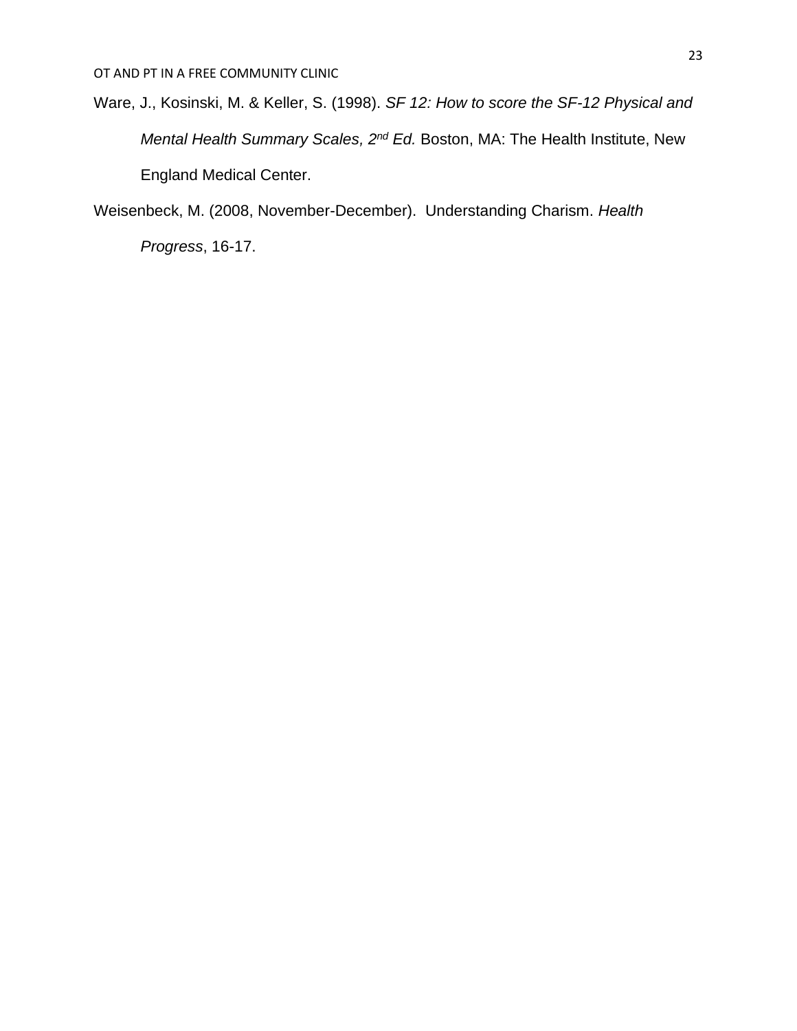Ware, J., Kosinski, M. & Keller, S. (1998). *SF 12: How to score the SF-12 Physical and Mental Health Summary Scales, 2nd Ed.* Boston, MA: The Health Institute, New England Medical Center.

Weisenbeck, M. (2008, November-December). Understanding Charism. *Health Progress*, 16-17.